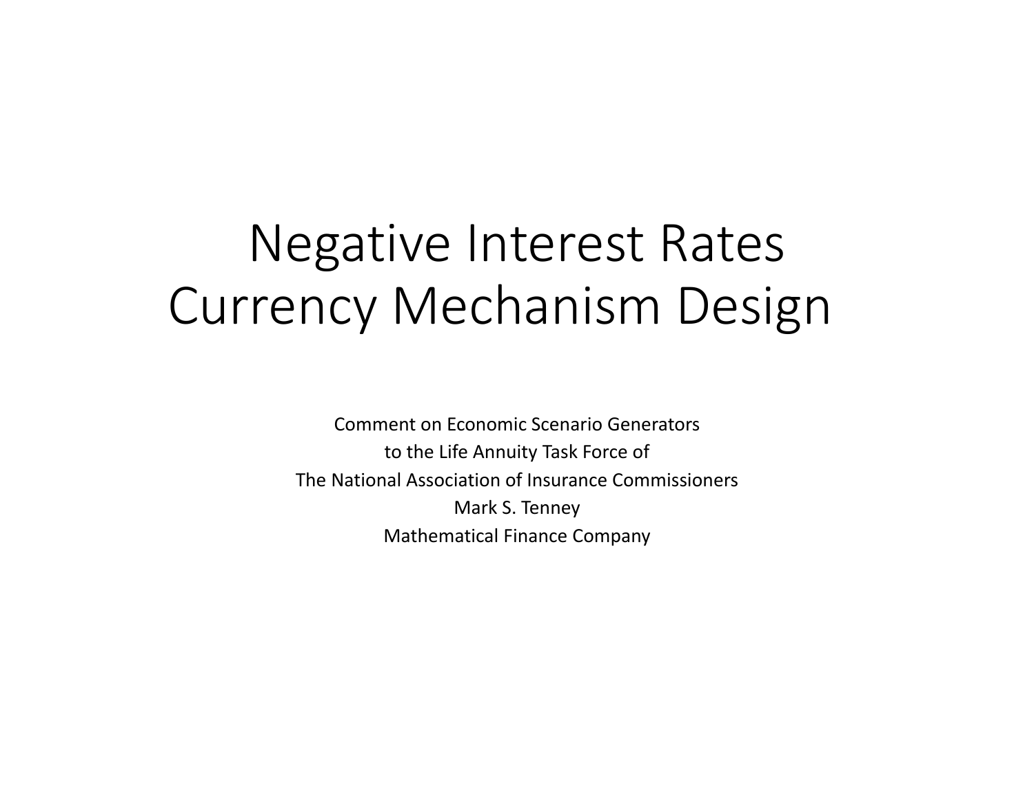# Negative Interest Rates
# Currency Mechanism Design

Comment on Economic Scenario Generators
to the Life Annuity Task Force of
The National Association of Insurance Commissioners
Mark S. Tenney
Mathematical Finance Company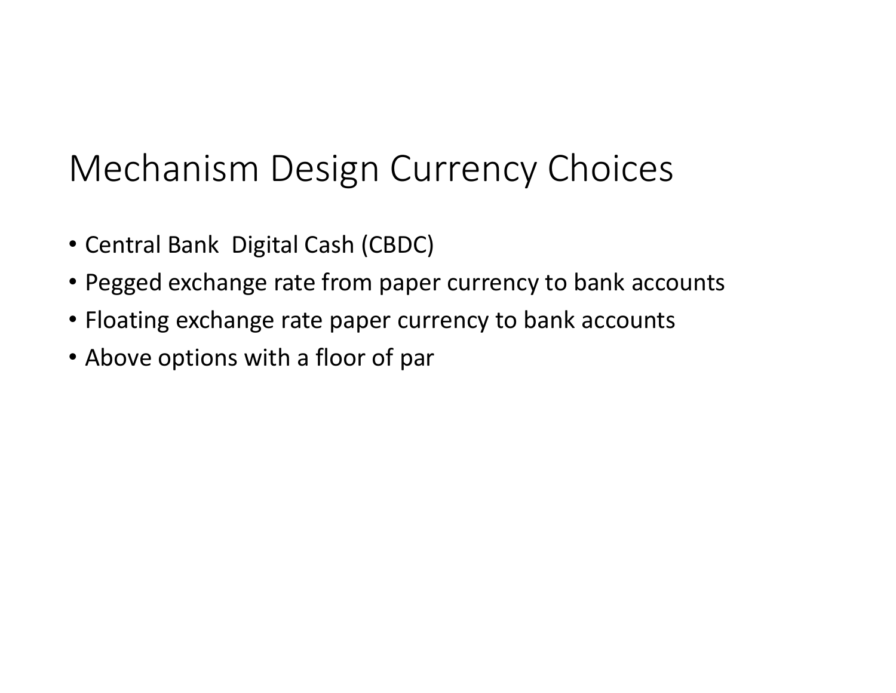# Mechanism Design Currency Choices

- Central Bank  Digital Cash (CBDC)
- Pegged exchange rate from paper currency to bank accounts
- Floating exchange rate paper currency to bank accounts
- Above options with a floor of par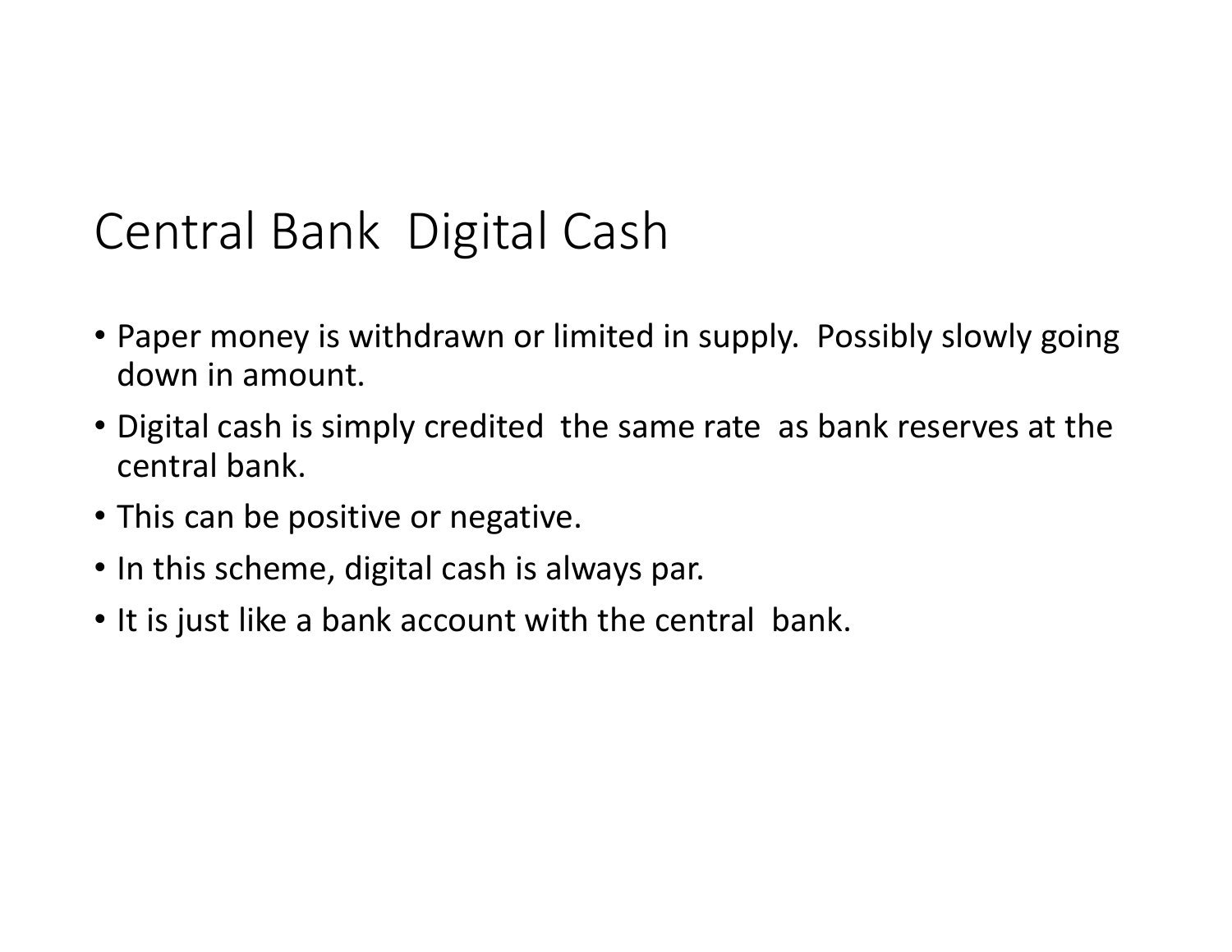# Central Bank Digital Cash

- Paper money is withdrawn or limited in supply. Possibly slowly going down in amount.
- Digital cash is simply credited the same rate as bank reserves at the central bank.
- This can be positive or negative.
- In this scheme, digital cash is always par.
- It is just like a bank account with the central bank.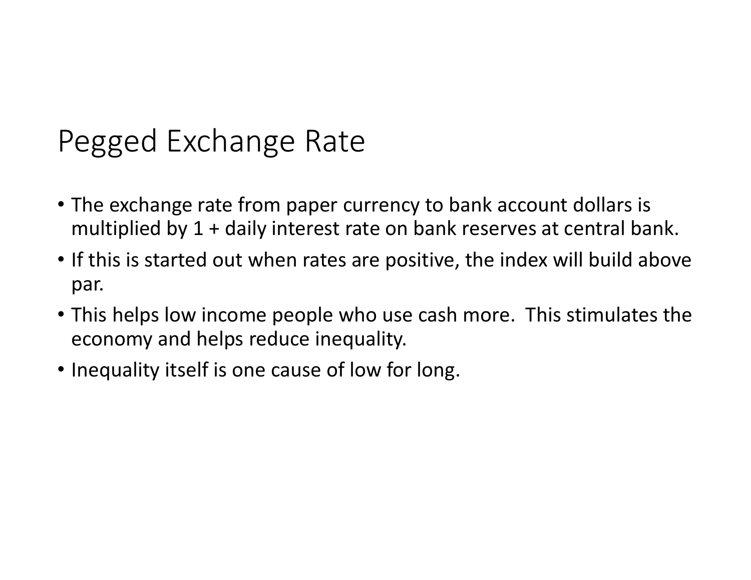# Pegged Exchange Rate

- The exchange rate from paper currency to bank account dollars is multiplied by 1 + daily interest rate on bank reserves at central bank.
- If this is started out when rates are positive, the index will build above par.
- This helps low income people who use cash more. This stimulates the economy and helps reduce inequality.
- Inequality itself is one cause of low for long.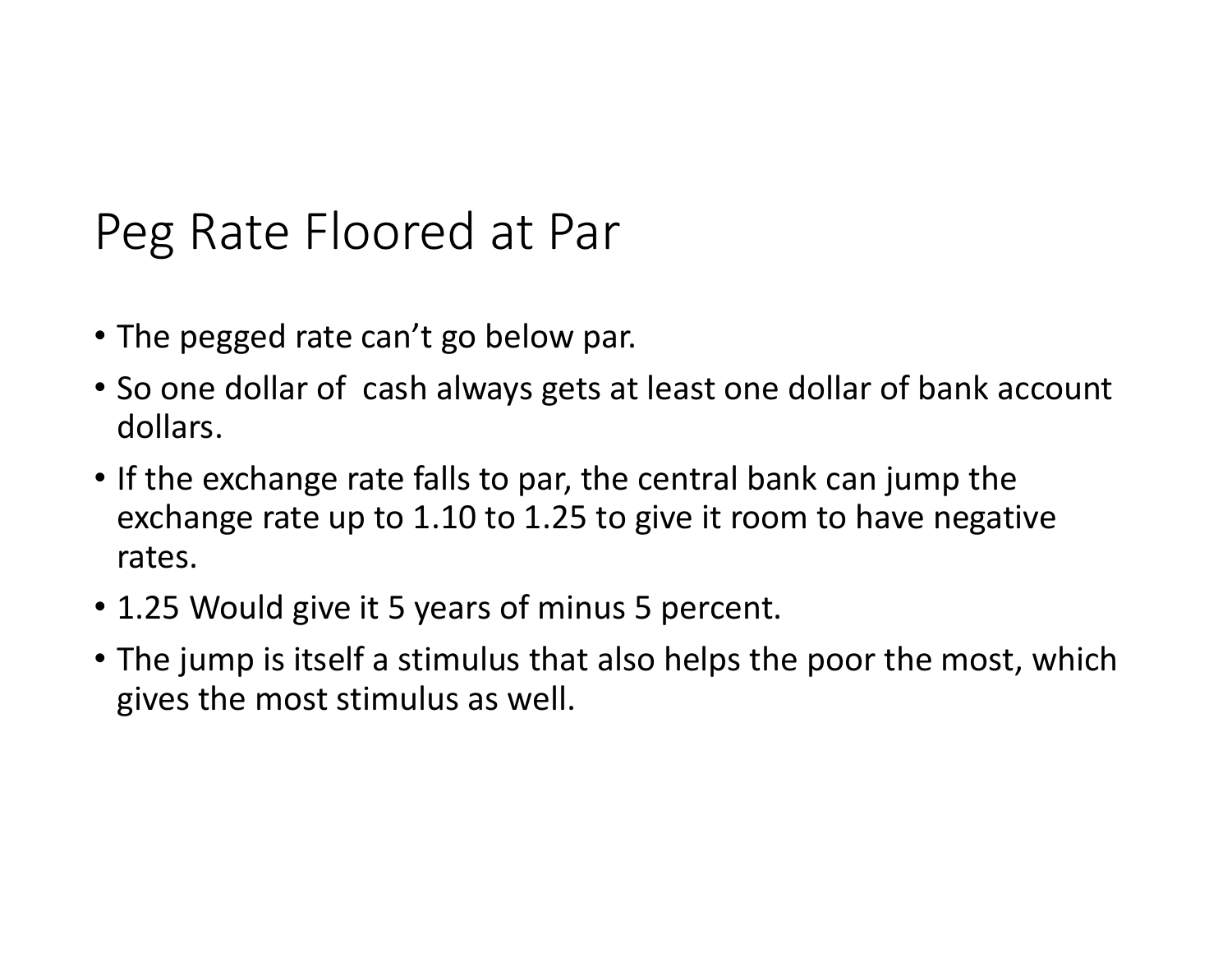# Peg Rate Floored at Par

- The pegged rate can't go below par.
- So one dollar of  cash always gets at least one dollar of bank account dollars.
- If the exchange rate falls to par, the central bank can jump the exchange rate up to 1.10 to 1.25 to give it room to have negative rates.
- 1.25 Would give it 5 years of minus 5 percent.
- The jump is itself a stimulus that also helps the poor the most, which gives the most stimulus as well.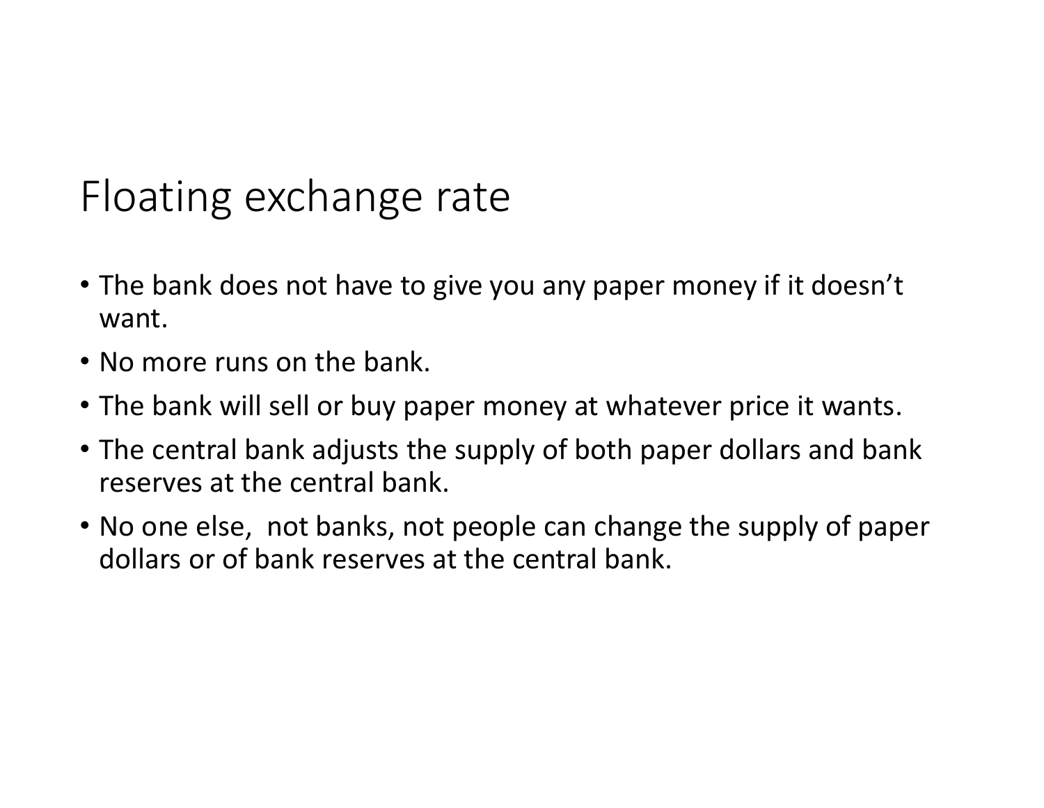# Floating exchange rate

- The bank does not have to give you any paper money if it doesn't want.
- No more runs on the bank.
- The bank will sell or buy paper money at whatever price it wants.
- The central bank adjusts the supply of both paper dollars and bank reserves at the central bank.
- No one else, not banks, not people can change the supply of paper dollars or of bank reserves at the central bank.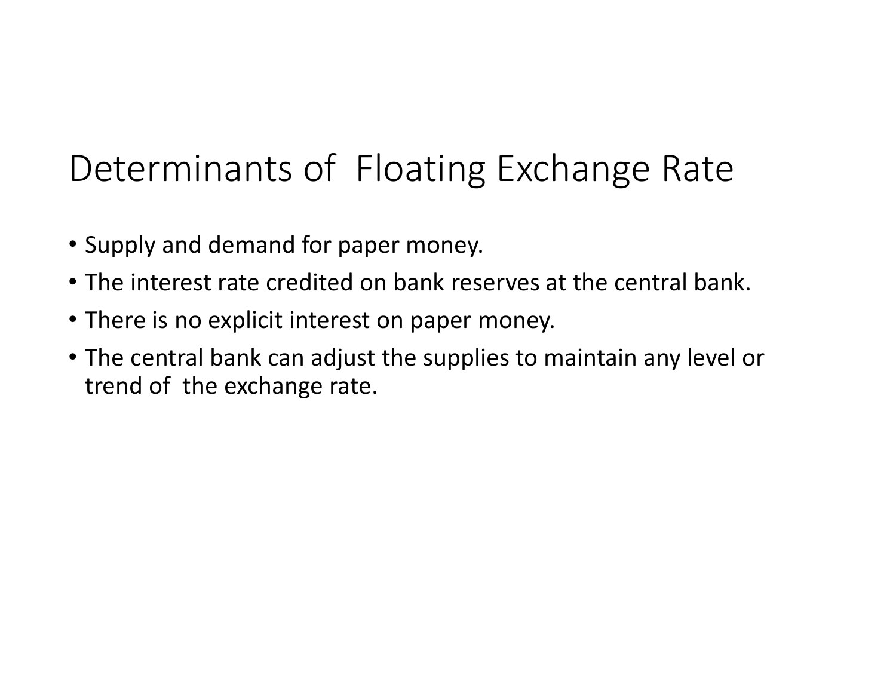# Determinants of Floating Exchange Rate

- Supply and demand for paper money.
- The interest rate credited on bank reserves at the central bank.
- There is no explicit interest on paper money.
- The central bank can adjust the supplies to maintain any level or trend of the exchange rate.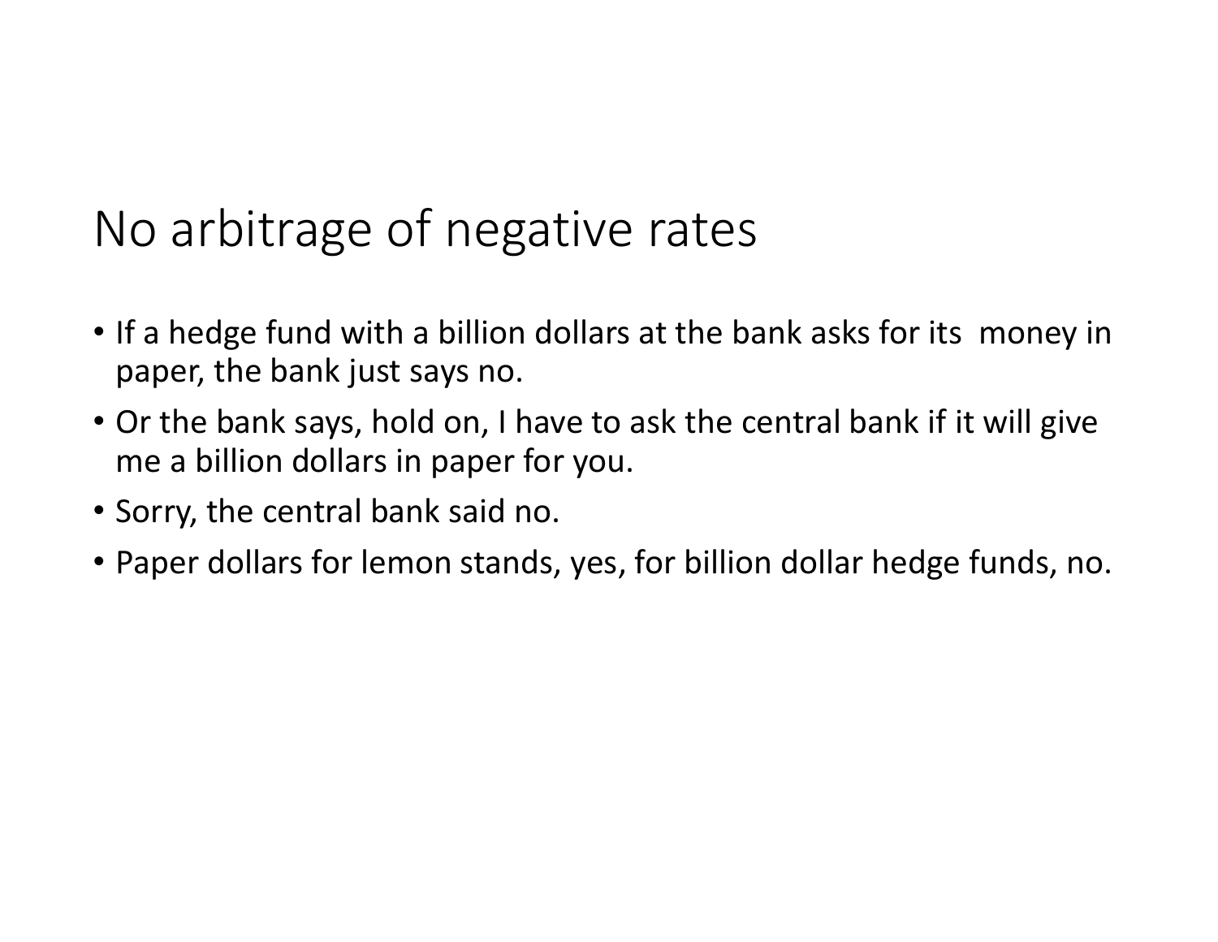# No arbitrage of negative rates

- If a hedge fund with a billion dollars at the bank asks for its money in paper, the bank just says no.
- Or the bank says, hold on, I have to ask the central bank if it will give me a billion dollars in paper for you.
- Sorry, the central bank said no.
- Paper dollars for lemon stands, yes, for billion dollar hedge funds, no.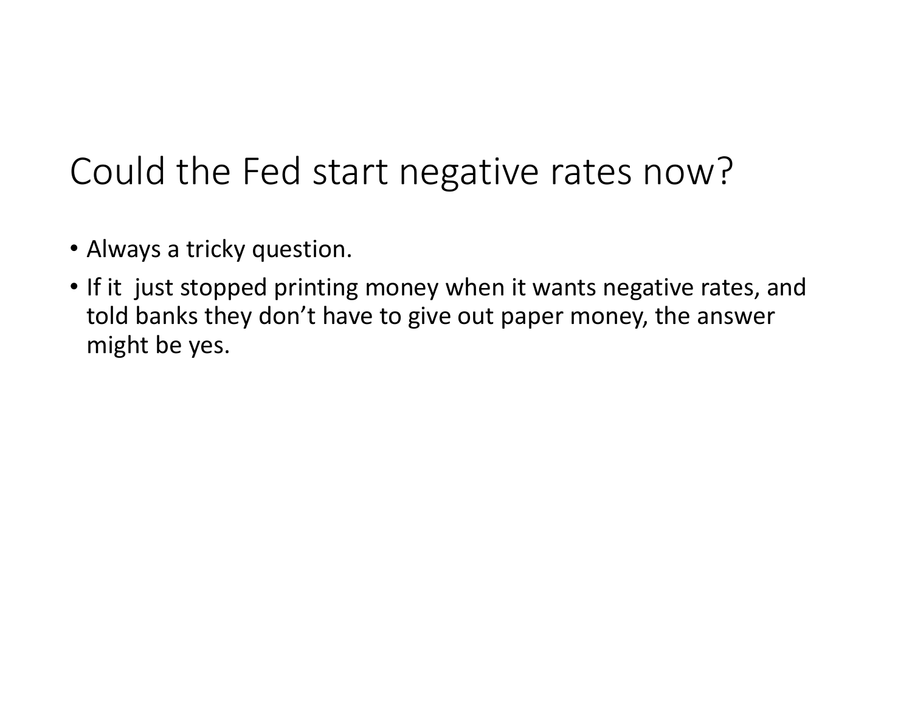# Could the Fed start negative rates now?

- Always a tricky question.
- If it just stopped printing money when it wants negative rates, and told banks they don't have to give out paper money, the answer might be yes.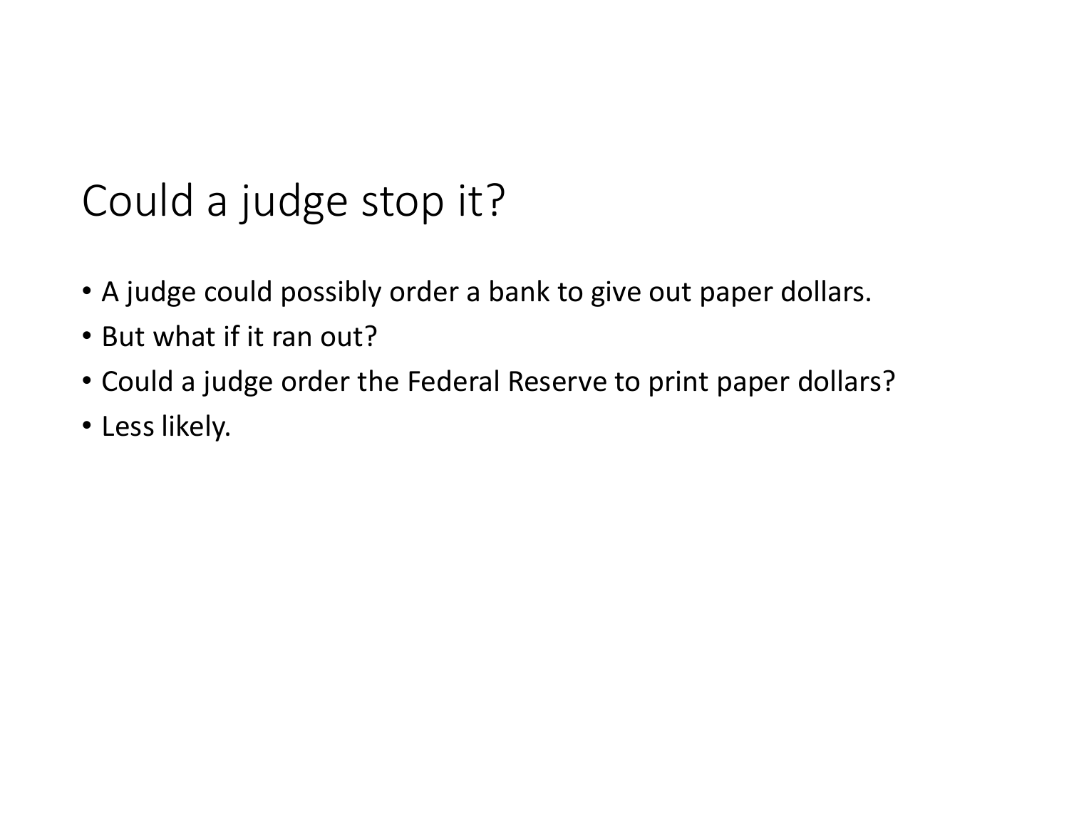# Could a judge stop it?

- A judge could possibly order a bank to give out paper dollars.
- But what if it ran out?
- Could a judge order the Federal Reserve to print paper dollars?
- Less likely.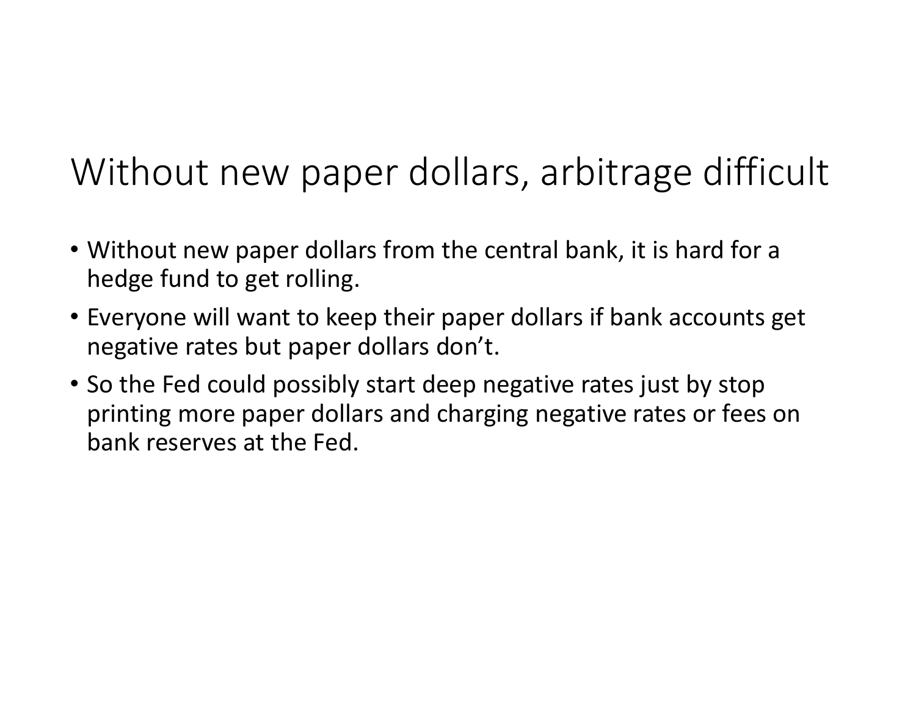# Without new paper dollars, arbitrage difficult

- Without new paper dollars from the central bank, it is hard for a hedge fund to get rolling.
- Everyone will want to keep their paper dollars if bank accounts get negative rates but paper dollars don't.
- So the Fed could possibly start deep negative rates just by stop printing more paper dollars and charging negative rates or fees on bank reserves at the Fed.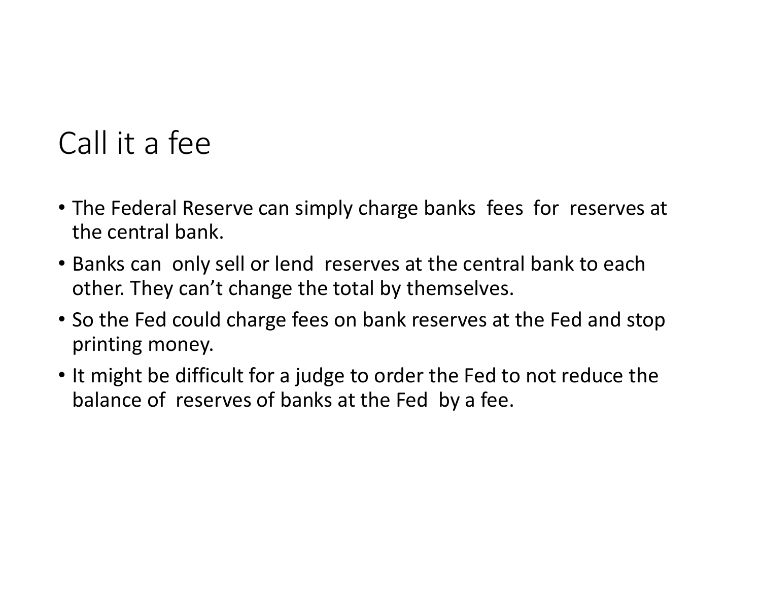# Call it a fee

- The Federal Reserve can simply charge banks fees for reserves at the central bank.
- Banks can only sell or lend reserves at the central bank to each other. They can't change the total by themselves.
- So the Fed could charge fees on bank reserves at the Fed and stop printing money.
- It might be difficult for a judge to order the Fed to not reduce the balance of reserves of banks at the Fed by a fee.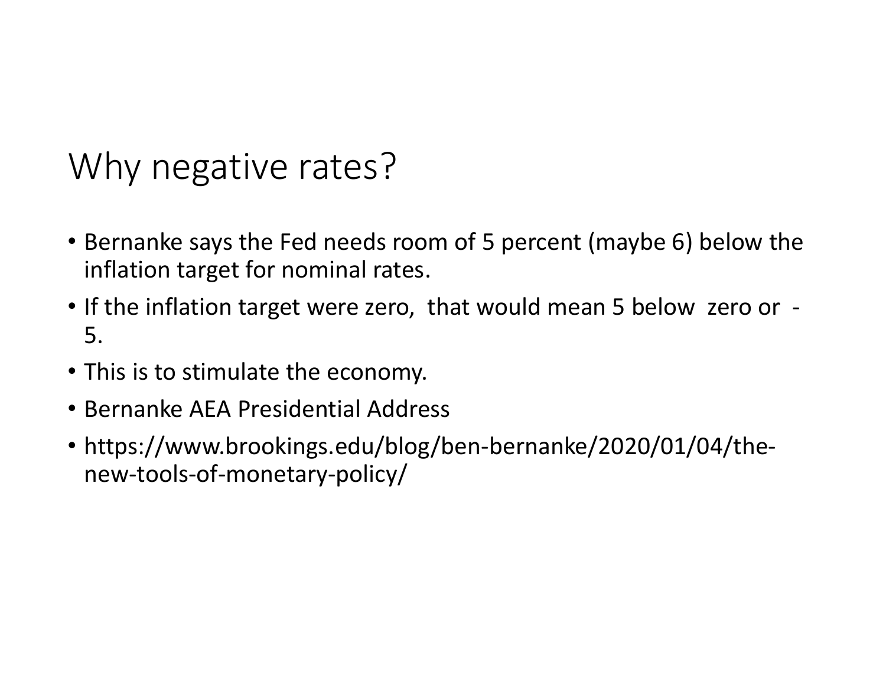# Why negative rates?

- Bernanke says the Fed needs room of 5 percent (maybe 6) below the inflation target for nominal rates.
- If the inflation target were zero, that would mean 5 below zero or -5.
- This is to stimulate the economy.
- Bernanke AEA Presidential Address
- https://www.brookings.edu/blog/ben-bernanke/2020/01/04/the-new-tools-of-monetary-policy/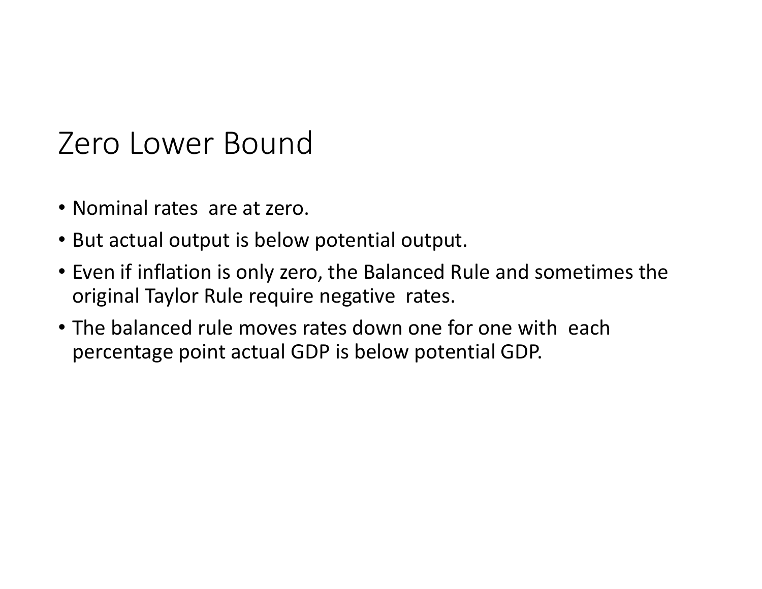# Zero Lower Bound

- Nominal rates are at zero.
- But actual output is below potential output.
- Even if inflation is only zero, the Balanced Rule and sometimes the original Taylor Rule require negative rates.
- The balanced rule moves rates down one for one with each percentage point actual GDP is below potential GDP.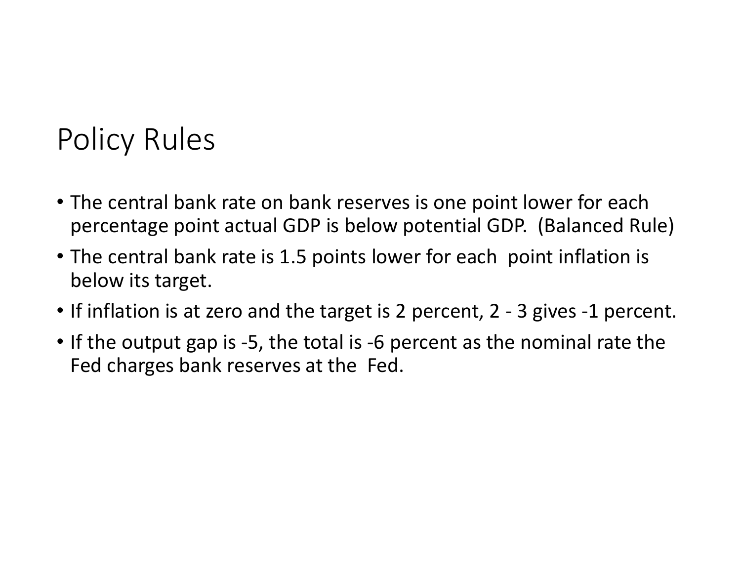# Policy Rules

- The central bank rate on bank reserves is one point lower for each percentage point actual GDP is below potential GDP. (Balanced Rule)
- The central bank rate is 1.5 points lower for each point inflation is below its target.
- If inflation is at zero and the target is 2 percent, 2 - 3 gives -1 percent.
- If the output gap is -5, the total is -6 percent as the nominal rate the Fed charges bank reserves at the Fed.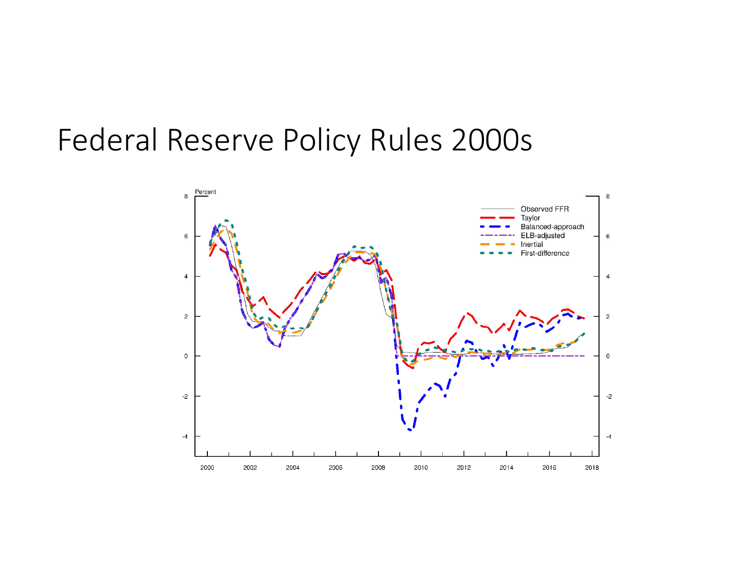# Federal Reserve Policy Rules 2000s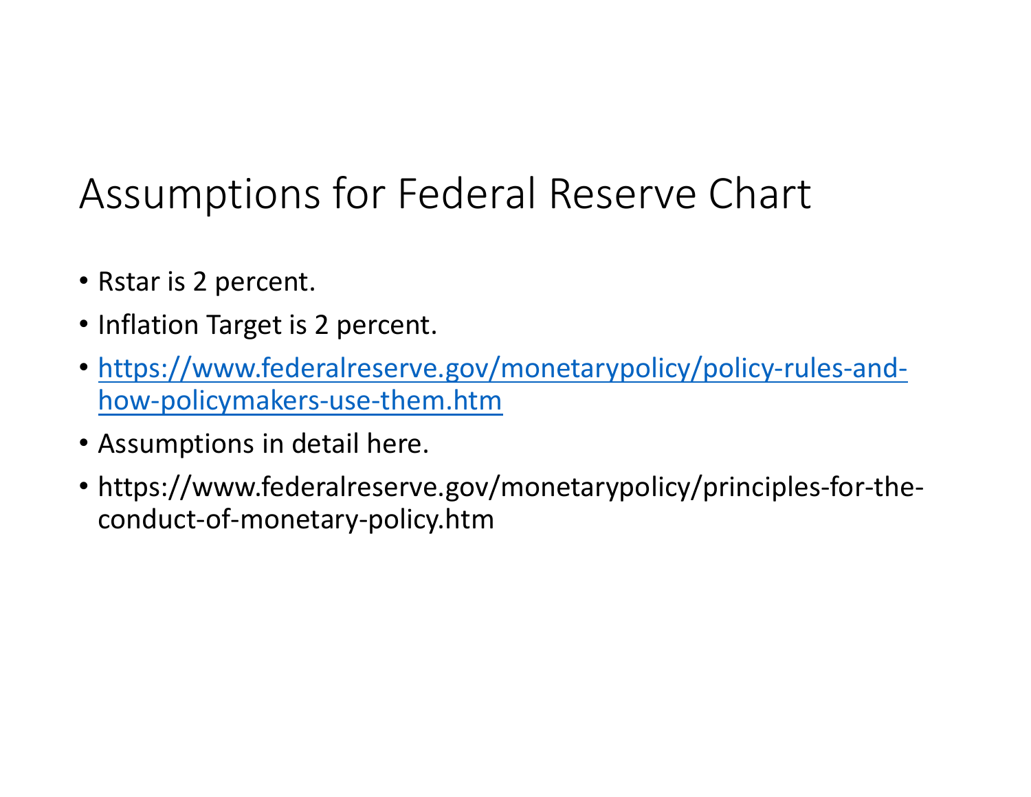# Assumptions for Federal Reserve Chart

- Rstar is 2 percent.
- Inflation Target is 2 percent.
- [https://www.federalreserve.gov/monetarypolicy/policy-rules-and-how-policymakers-use-them.htm](https://www.federalreserve.gov/monetarypolicy/policy-rules-and-how-policymakers-use-them.htm)
- Assumptions in detail here.
- https://www.federalreserve.gov/monetarypolicy/principles-for-the-conduct-of-monetary-policy.htm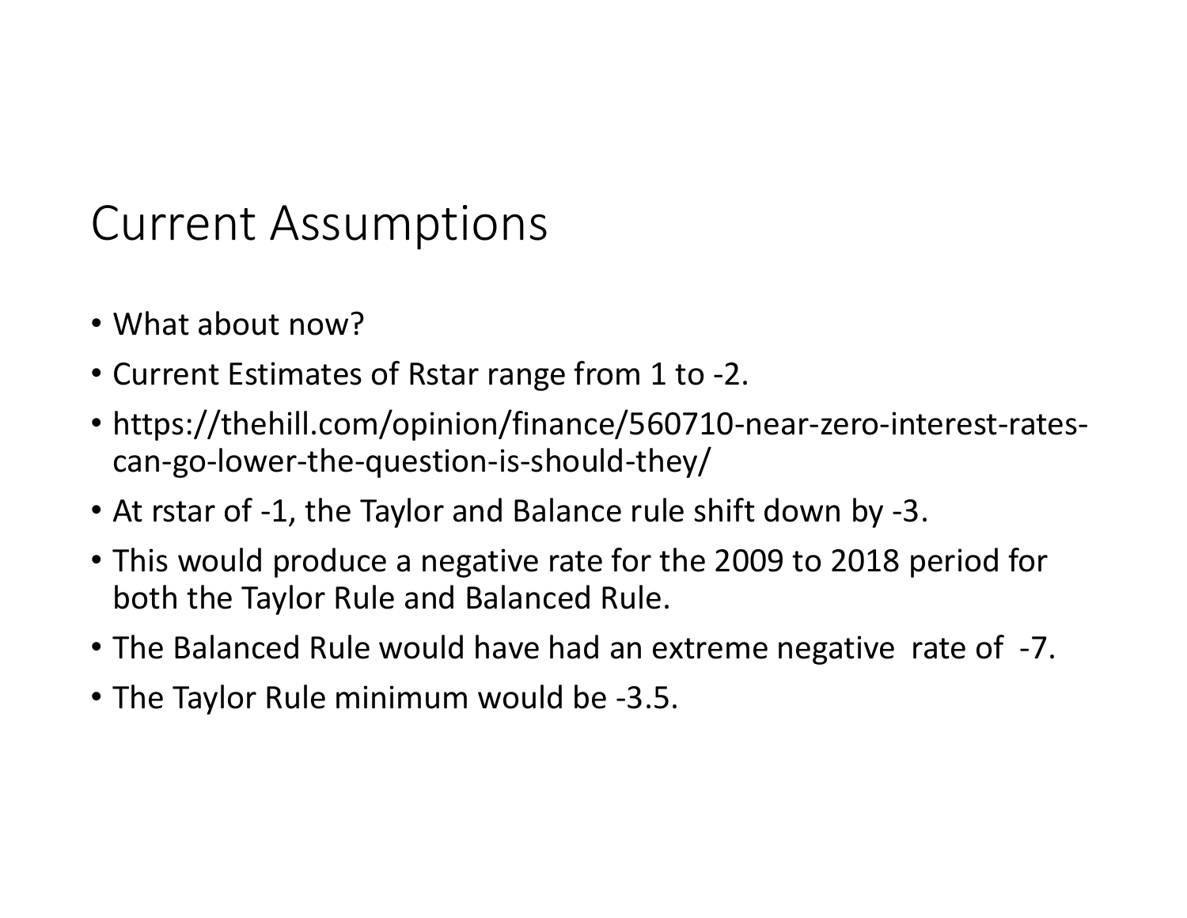# Current Assumptions

- What about now?
- Current Estimates of Rstar range from 1 to -2.
- https://thehill.com/opinion/finance/560710-near-zero-interest-rates-can-go-lower-the-question-is-should-they/
- At rstar of -1, the Taylor and Balance rule shift down by -3.
- This would produce a negative rate for the 2009 to 2018 period for both the Taylor Rule and Balanced Rule.
- The Balanced Rule would have had an extreme negative rate of -7.
- The Taylor Rule minimum would be -3.5.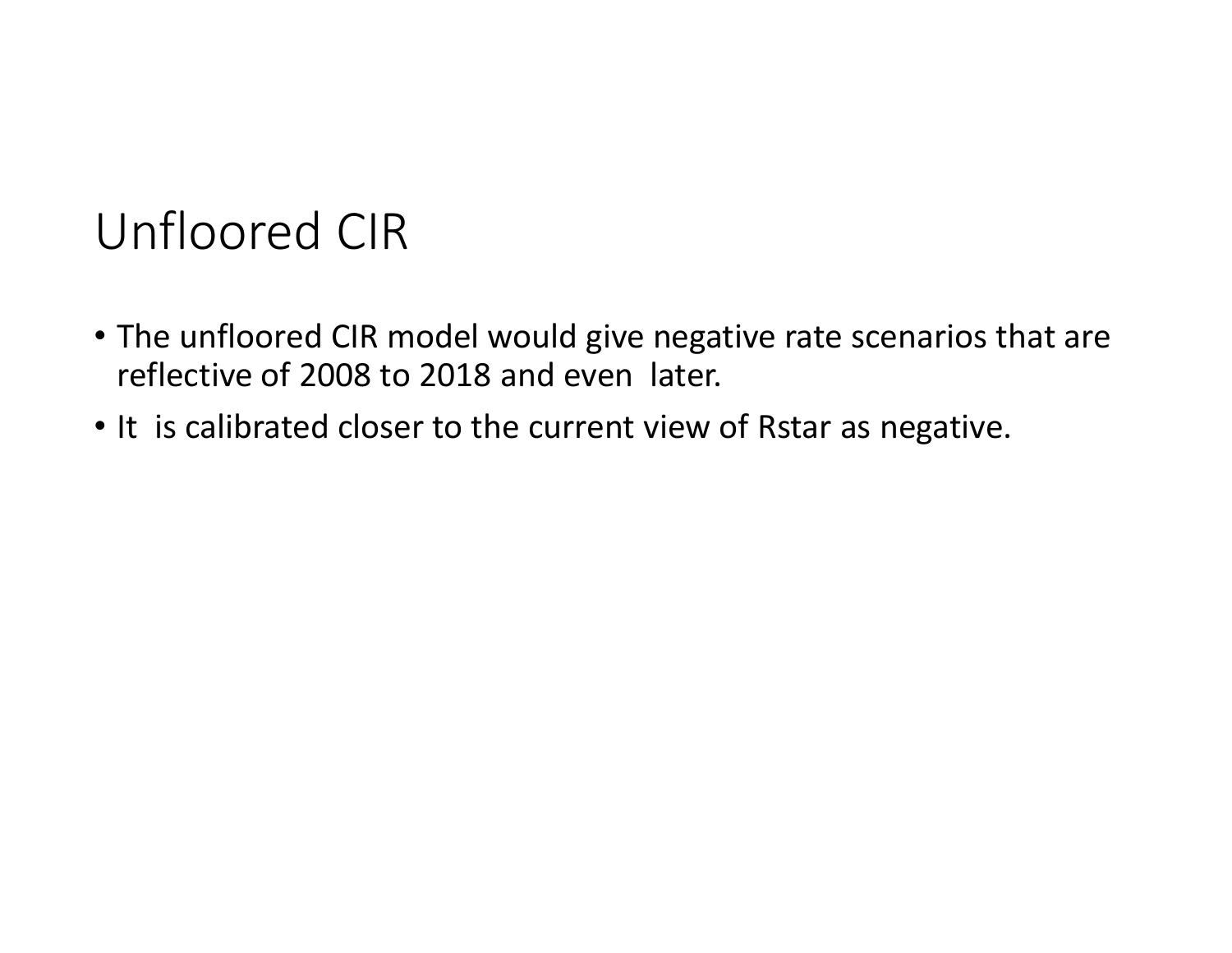# Unfloored CIR

- The unfloored CIR model would give negative rate scenarios that are reflective of 2008 to 2018 and even later.
- It is calibrated closer to the current view of Rstar as negative.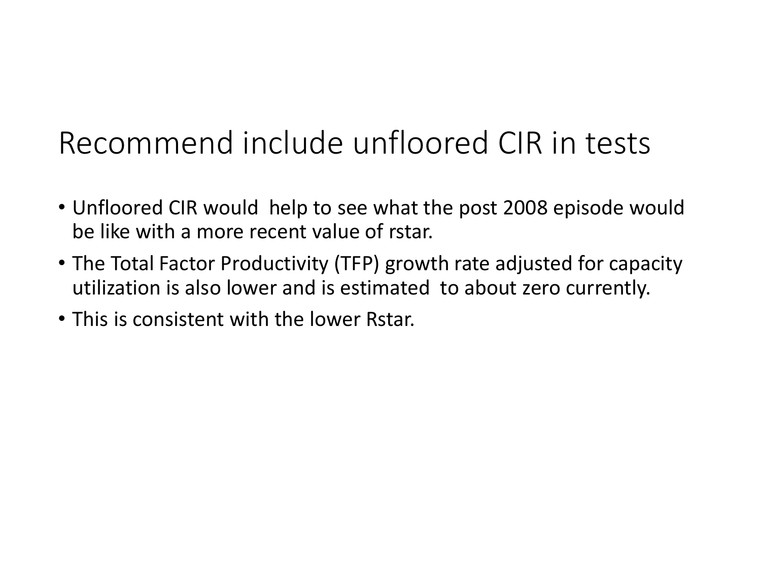# Recommend include unfloored CIR in tests

- Unfloored CIR would help to see what the post 2008 episode would be like with a more recent value of rstar.
- The Total Factor Productivity (TFP) growth rate adjusted for capacity utilization is also lower and is estimated to about zero currently.
- This is consistent with the lower Rstar.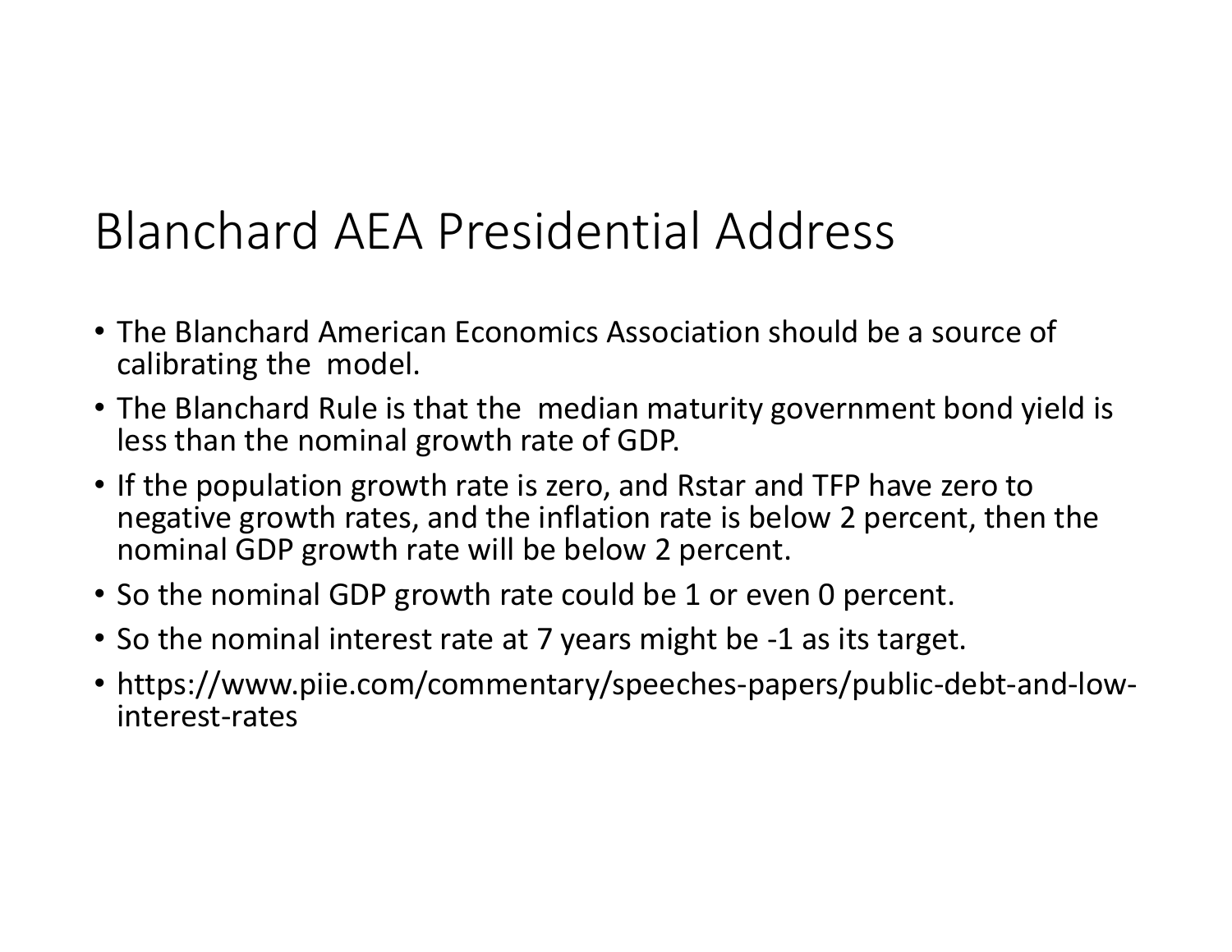# Blanchard AEA Presidential Address

- The Blanchard American Economics Association should be a source of calibrating the model.
- The Blanchard Rule is that the median maturity government bond yield is less than the nominal growth rate of GDP.
- If the population growth rate is zero, and Rstar and TFP have zero to negative growth rates, and the inflation rate is below 2 percent, then the nominal GDP growth rate will be below 2 percent.
- So the nominal GDP growth rate could be 1 or even 0 percent.
- So the nominal interest rate at 7 years might be -1 as its target.
- https://www.piie.com/commentary/speeches-papers/public-debt-and-low-interest-rates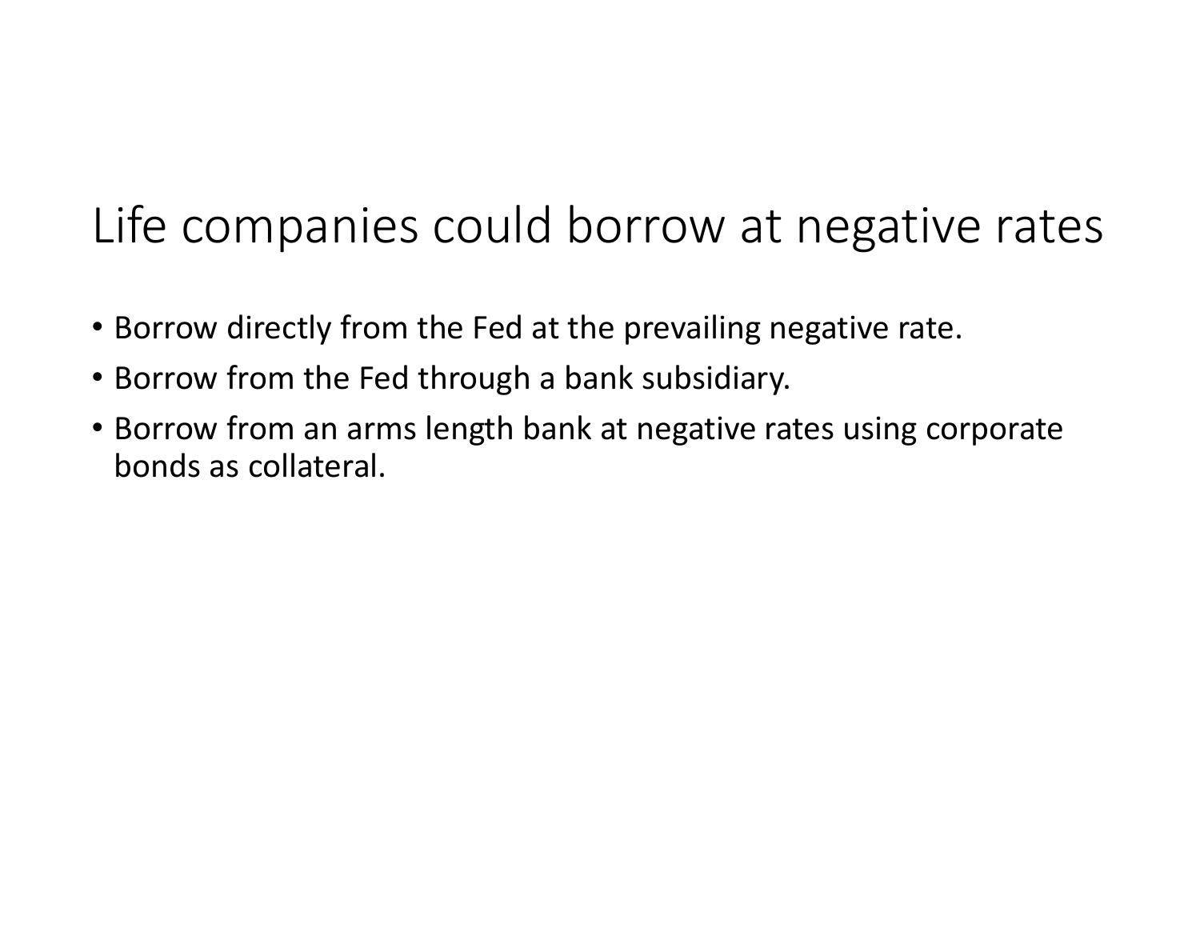# Life companies could borrow at negative rates

- Borrow directly from the Fed at the prevailing negative rate.
- Borrow from the Fed through a bank subsidiary.
- Borrow from an arms length bank at negative rates using corporate bonds as collateral.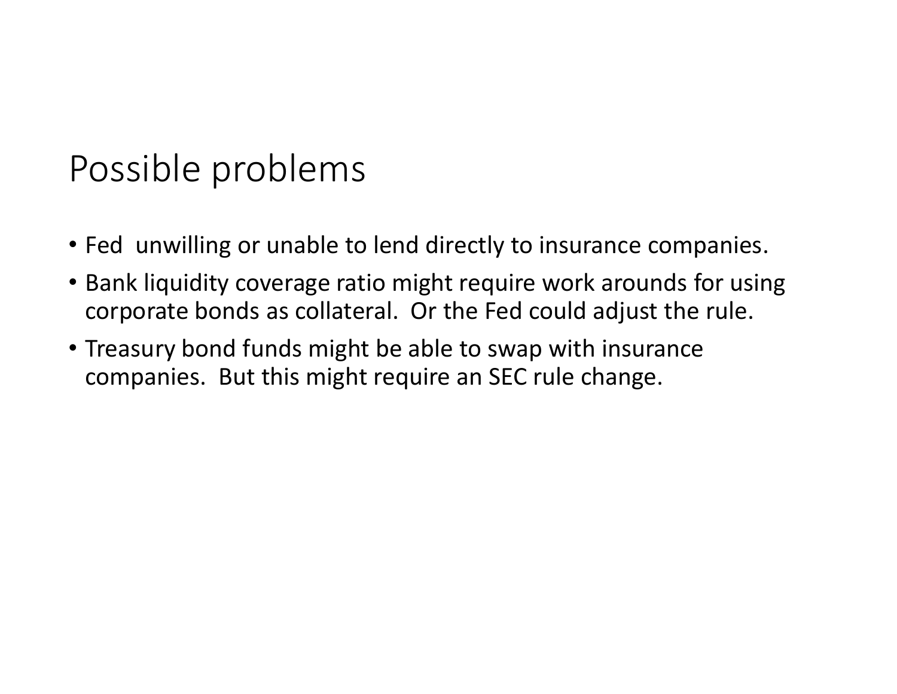# Possible problems

- Fed  unwilling or unable to lend directly to insurance companies.
- Bank liquidity coverage ratio might require work arounds for using corporate bonds as collateral.  Or the Fed could adjust the rule.
- Treasury bond funds might be able to swap with insurance companies.  But this might require an SEC rule change.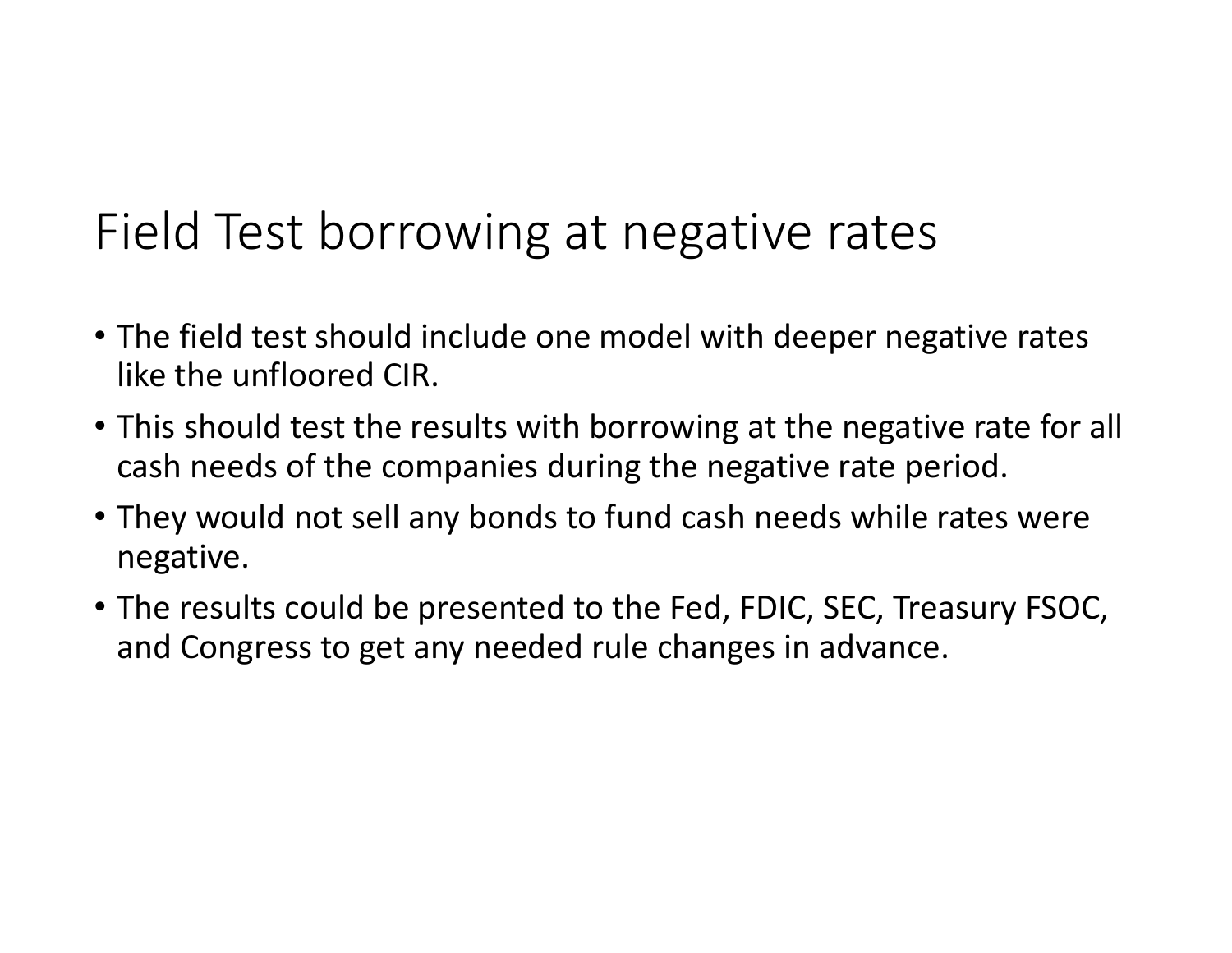# Field Test borrowing at negative rates

- The field test should include one model with deeper negative rates like the unfloored CIR.
- This should test the results with borrowing at the negative rate for all cash needs of the companies during the negative rate period.
- They would not sell any bonds to fund cash needs while rates were negative.
- The results could be presented to the Fed, FDIC, SEC, Treasury FSOC, and Congress to get any needed rule changes in advance.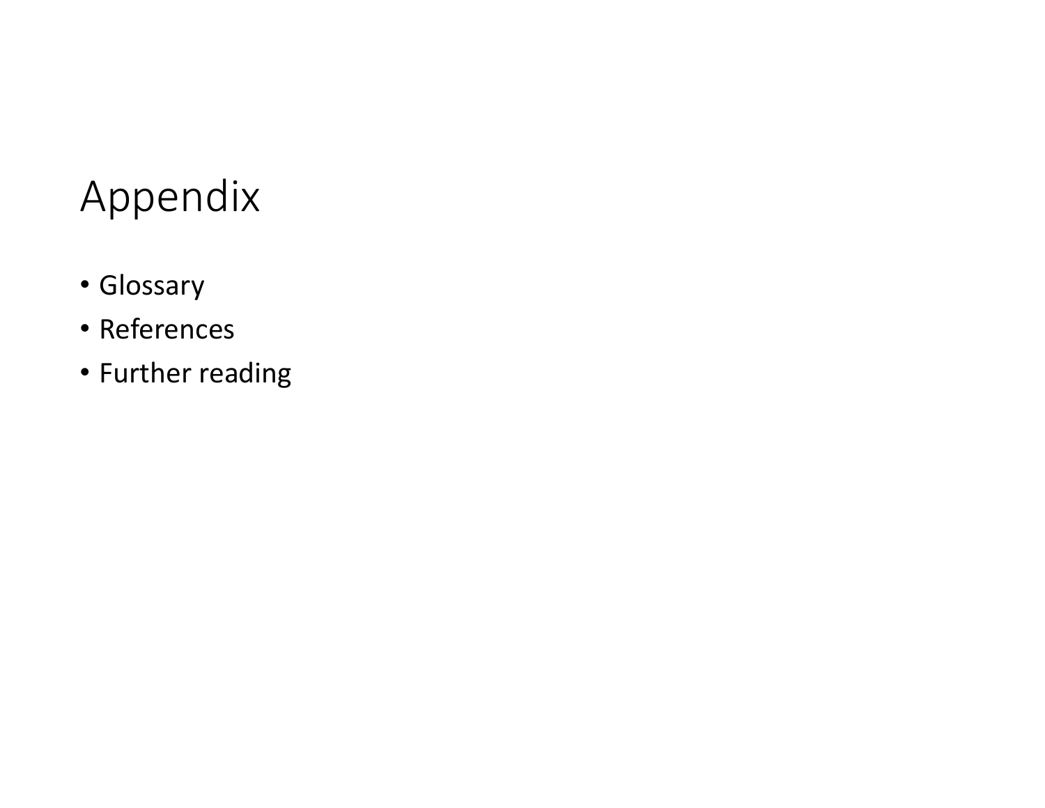# Appendix

- Glossary
- References
- Further reading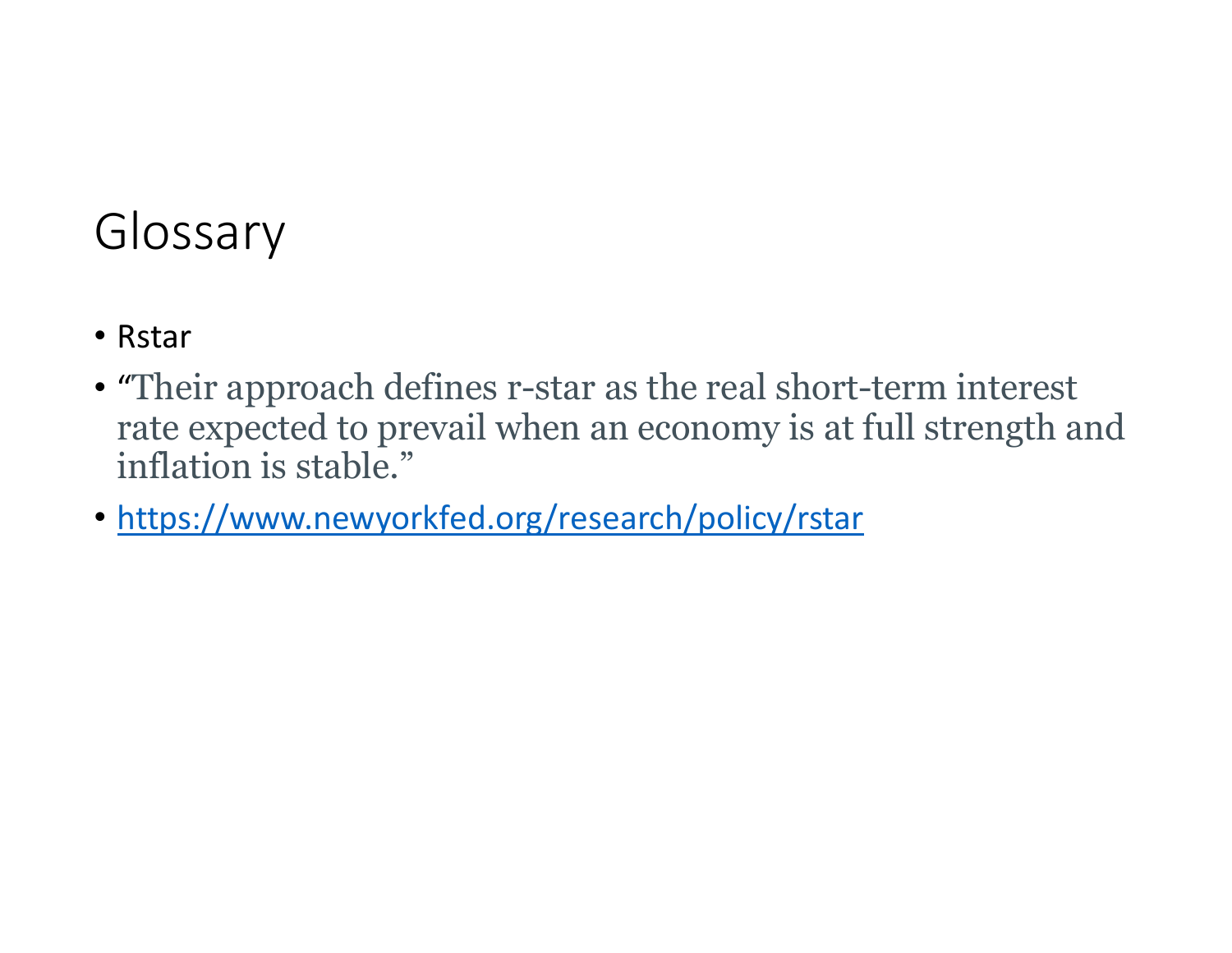# Glossary

- Rstar
- "Their approach defines r-star as the real short-term interest rate expected to prevail when an economy is at full strength and inflation is stable."
- https://www.newyorkfed.org/research/policy/rstar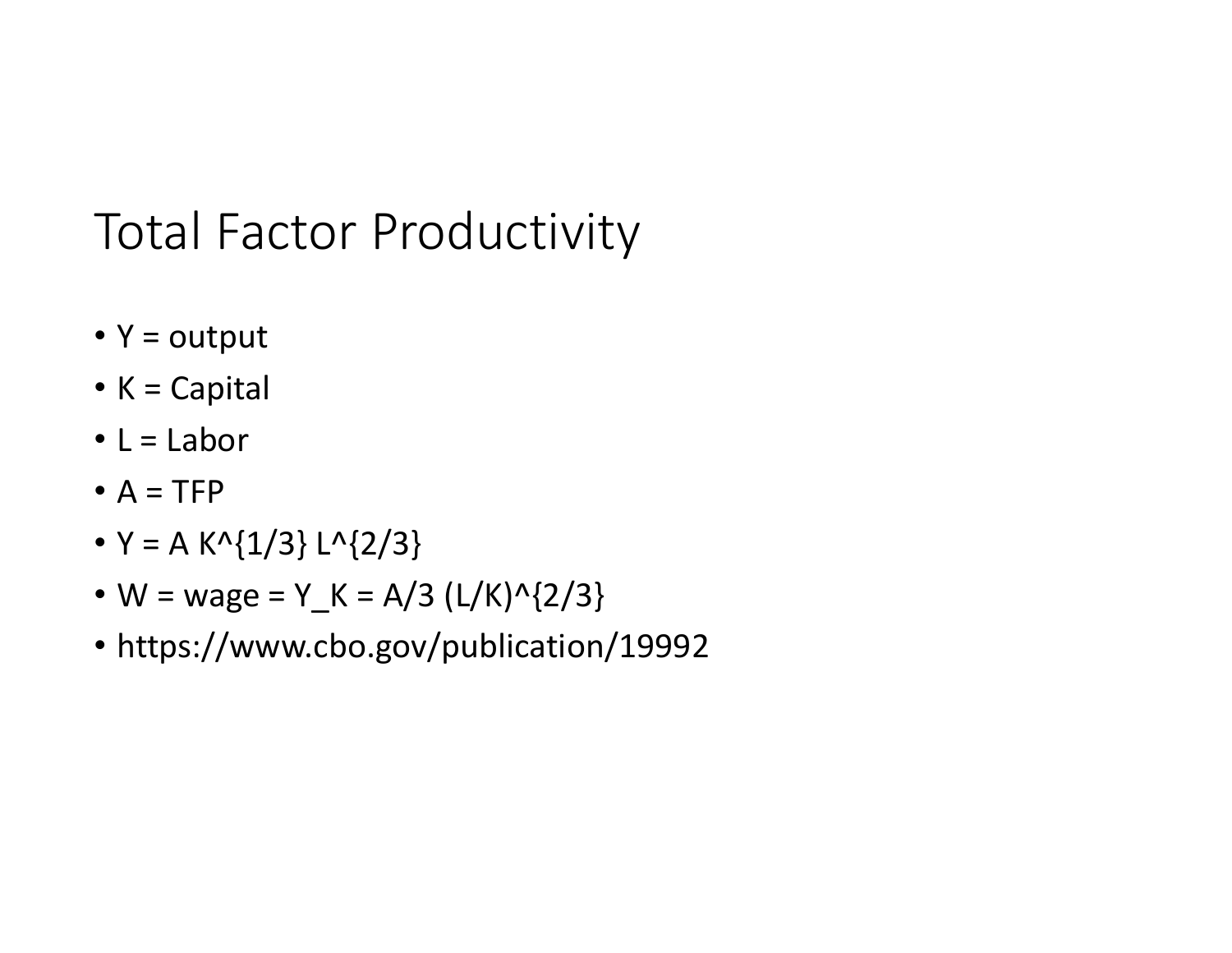# Total Factor Productivity

- Y = output
- K = Capital
- L = Labor
- A = TFP
- $Y = A K^{1/3} L^{2/3}$
- W = wage = $Y_K = A/3 (L/K)^{2/3}$
- https://www.cbo.gov/publication/19992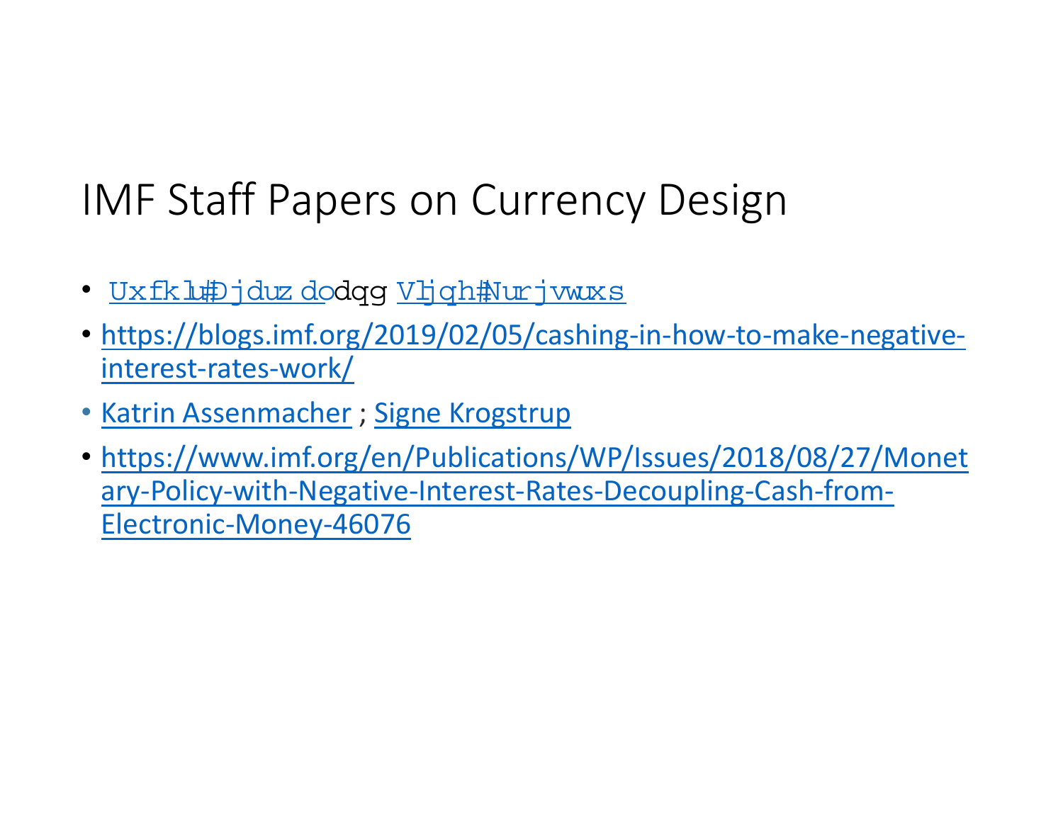# IMF Staff Papers on Currency Design

- Uxfklu#Djduzdo dqg Vljqh#Nurjvwuxs
- https://blogs.imf.org/2019/02/05/cashing-in-how-to-make-negative-interest-rates-work/
- Katrin Assenmacher ; Signe Krogstrup
- https://www.imf.org/en/Publications/WP/Issues/2018/08/27/Monetary-Policy-with-Negative-Interest-Rates-Decoupling-Cash-from-Electronic-Money-46076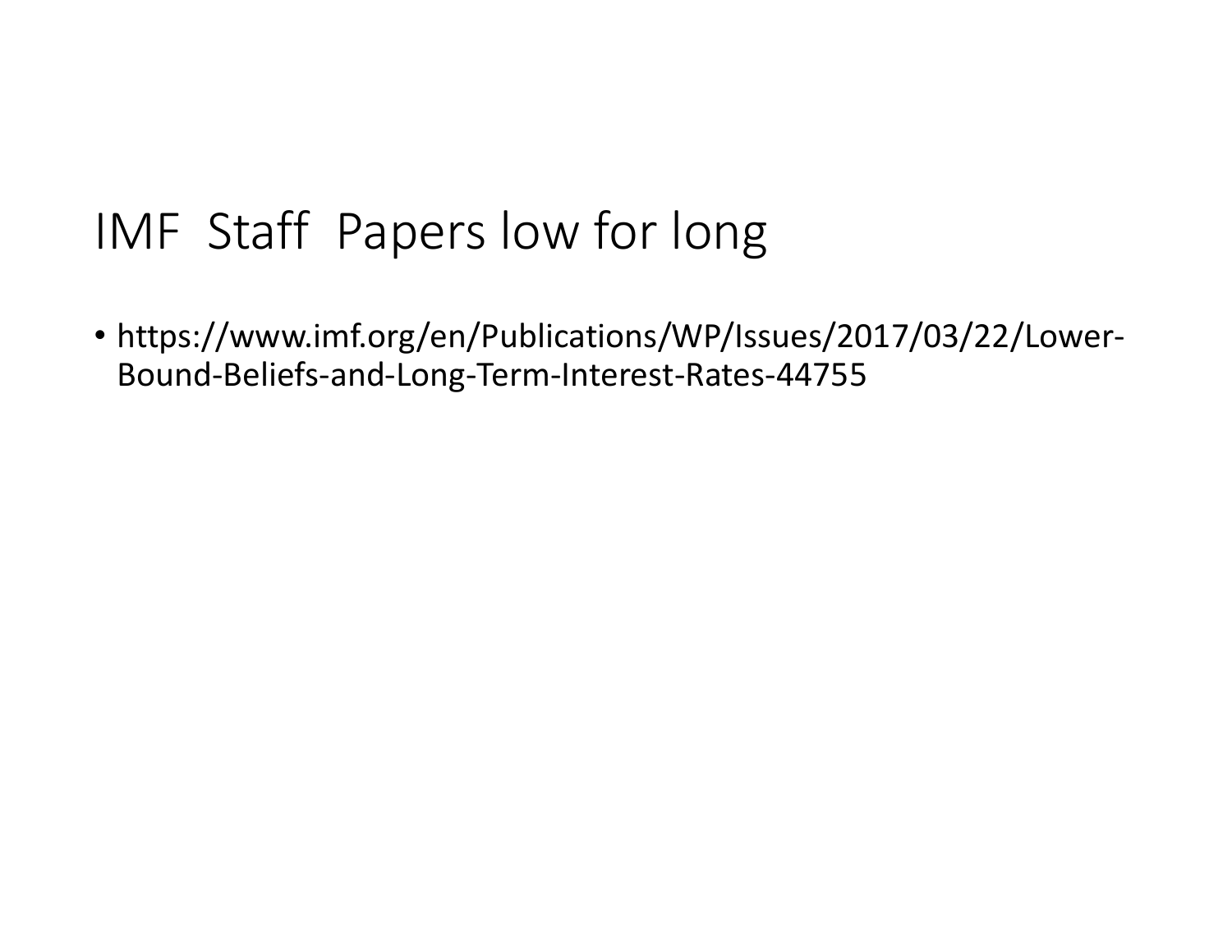# IMF Staff Papers low for long

- https://www.imf.org/en/Publications/WP/Issues/2017/03/22/Lower-Bound-Beliefs-and-Long-Term-Interest-Rates-44755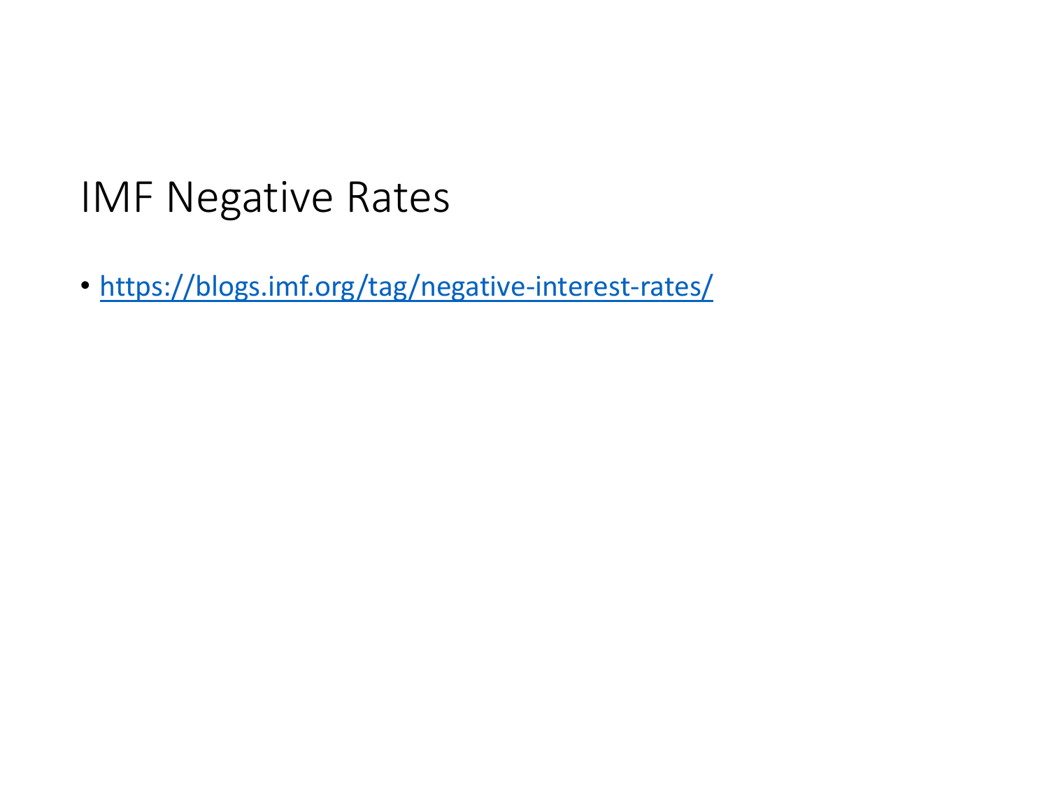# IMF Negative Rates

- https://blogs.imf.org/tag/negative-interest-rates/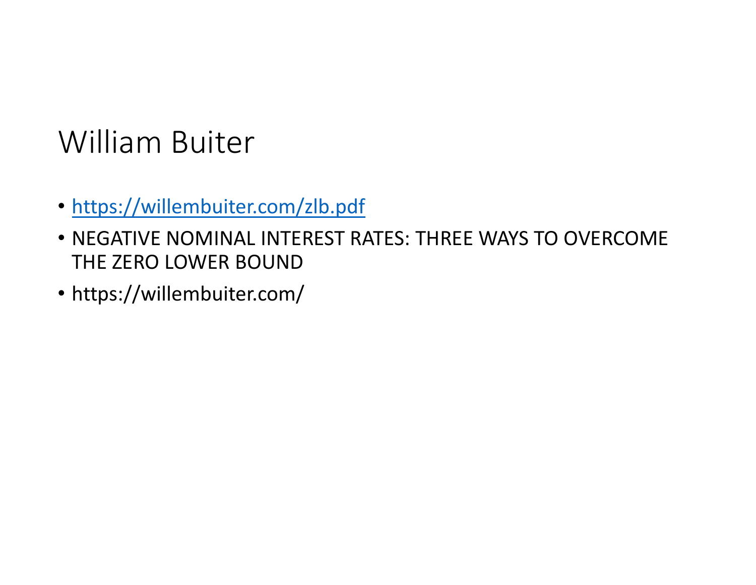# William Buiter

- [https://willembuiter.com/zlb.pdf](https://willembuiter.com/zlb.pdf)
- NEGATIVE NOMINAL INTEREST RATES: THREE WAYS TO OVERCOME THE ZERO LOWER BOUND
- https://willembuiter.com/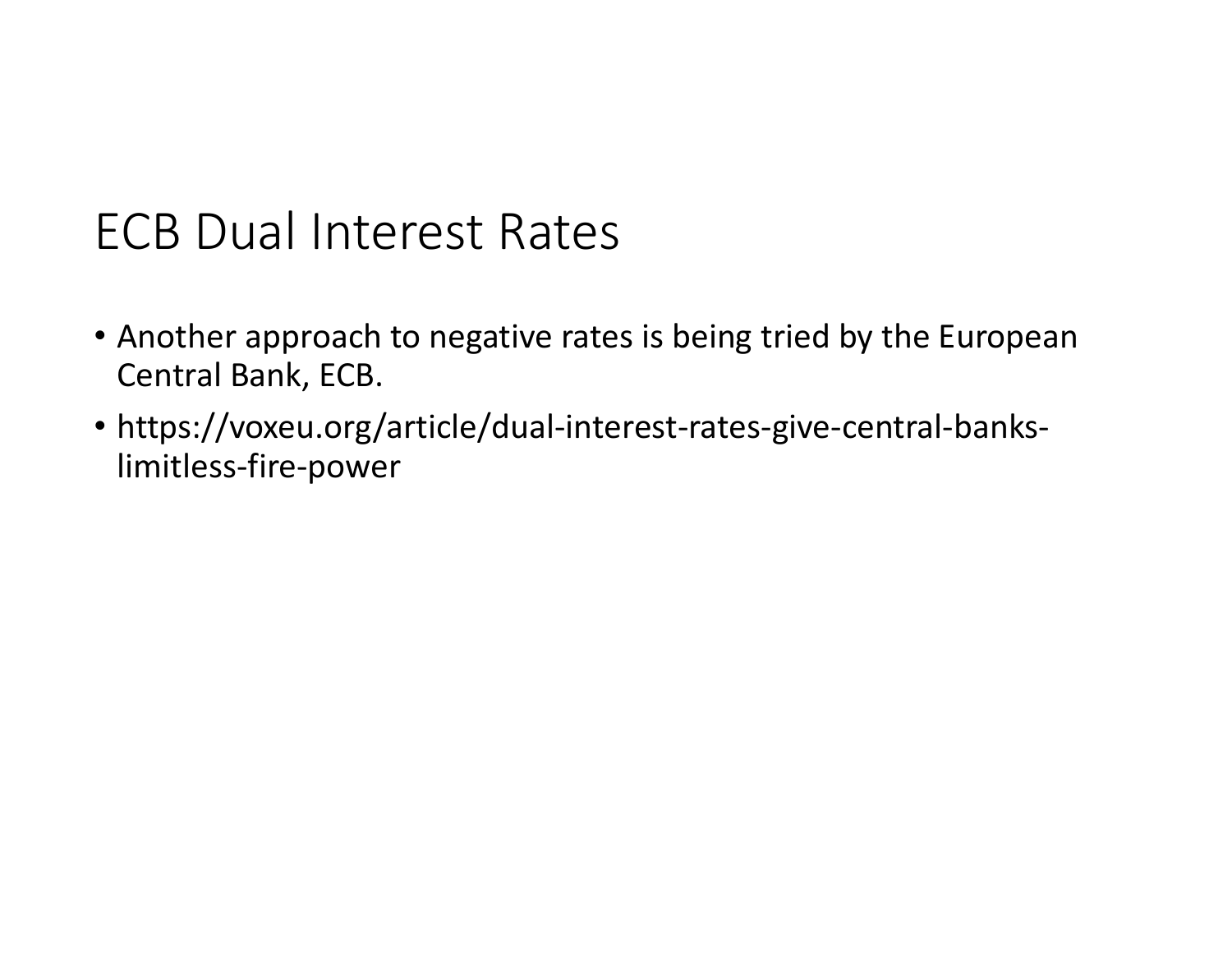# ECB Dual Interest Rates

- Another approach to negative rates is being tried by the European Central Bank, ECB.
- https://voxeu.org/article/dual-interest-rates-give-central-banks-limitless-fire-power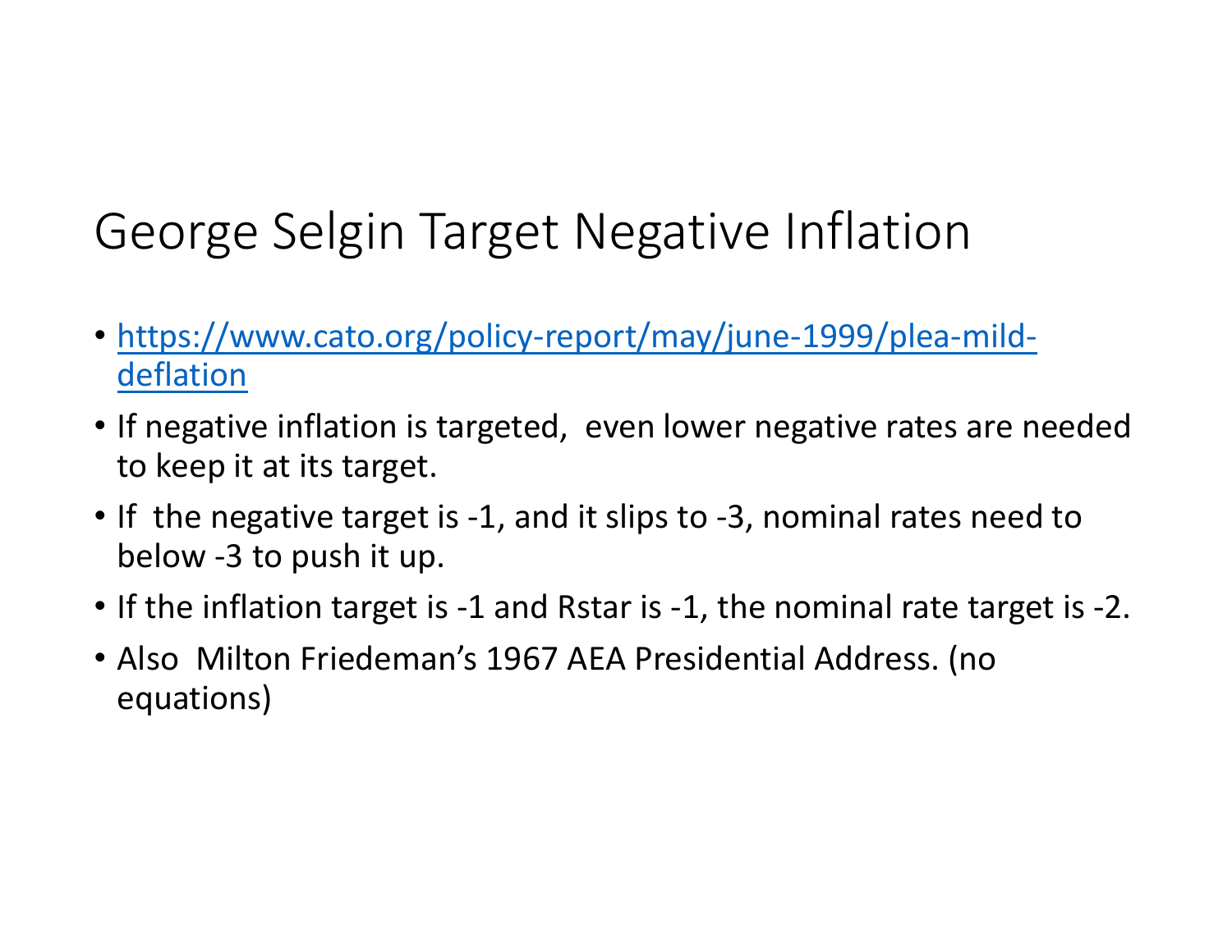# George Selgin Target Negative Inflation

- https://www.cato.org/policy-report/may/june-1999/plea-mild-deflation
- If negative inflation is targeted, even lower negative rates are needed to keep it at its target.
- If the negative target is -1, and it slips to -3, nominal rates need to below -3 to push it up.
- If the inflation target is -1 and Rstar is -1, the nominal rate target is -2.
- Also Milton Friedeman's 1967 AEA Presidential Address. (no equations)